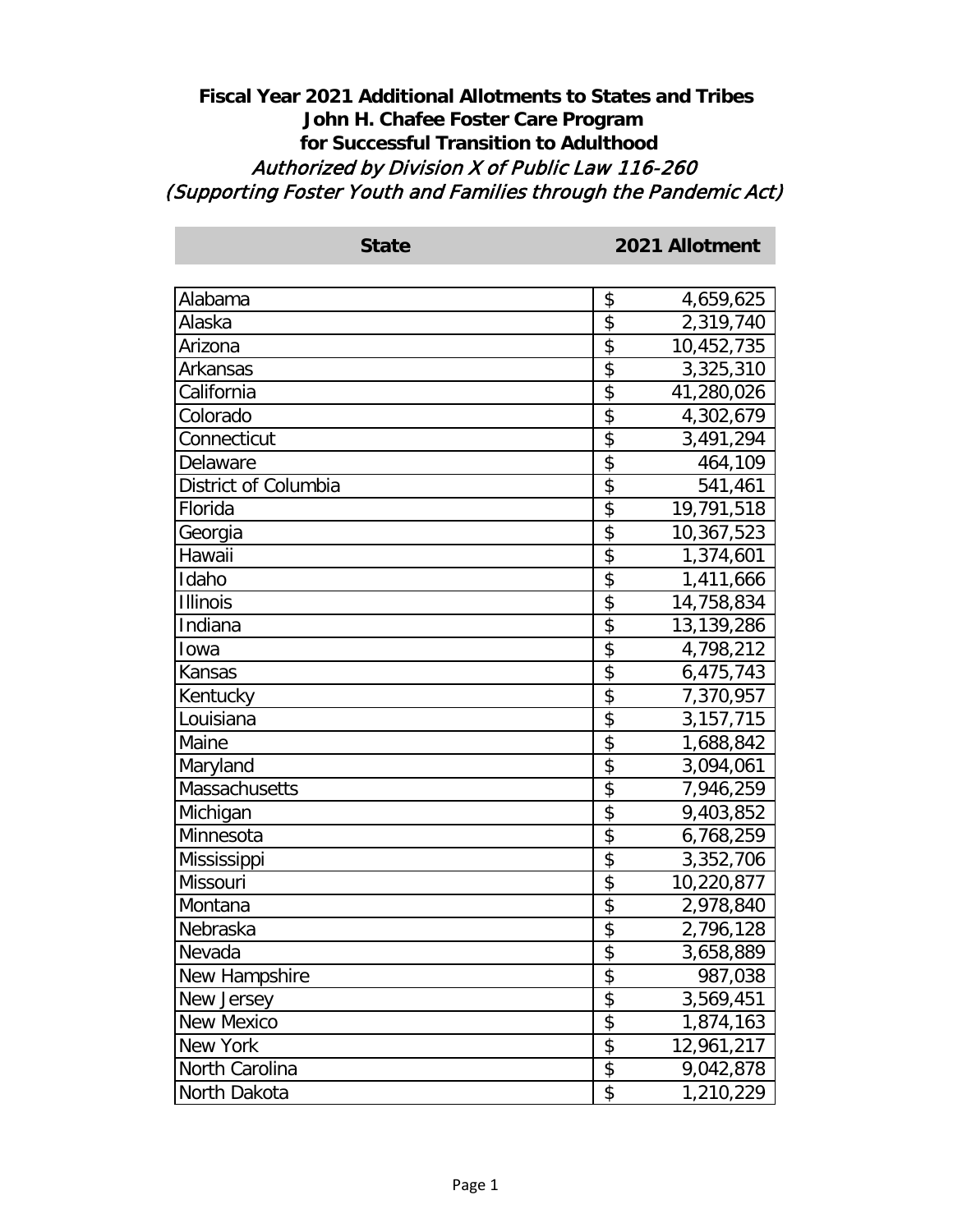**Fiscal Year 2021 Additional Allotments to States and Tribes**
**John H. Chafee Foster Care Program**
**for Successful Transition to Adulthood**
*Authorized by Division X of Public Law 116-260*
*(Supporting Foster Youth and Families through the Pandemic Act)*

| State | 2021 Allotment |
|---|---|
| Alabama | $ 4,659,625 |
| Alaska | $ 2,319,740 |
| Arizona | $ 10,452,735 |
| Arkansas | $ 3,325,310 |
| California | $ 41,280,026 |
| Colorado | $ 4,302,679 |
| Connecticut | $ 3,491,294 |
| Delaware | $ 464,109 |
| District of Columbia | $ 541,461 |
| Florida | $ 19,791,518 |
| Georgia | $ 10,367,523 |
| Hawaii | $ 1,374,601 |
| Idaho | $ 1,411,666 |
| Illinois | $ 14,758,834 |
| Indiana | $ 13,139,286 |
| Iowa | $ 4,798,212 |
| Kansas | $ 6,475,743 |
| Kentucky | $ 7,370,957 |
| Louisiana | $ 3,157,715 |
| Maine | $ 1,688,842 |
| Maryland | $ 3,094,061 |
| Massachusetts | $ 7,946,259 |
| Michigan | $ 9,403,852 |
| Minnesota | $ 6,768,259 |
| Mississippi | $ 3,352,706 |
| Missouri | $ 10,220,877 |
| Montana | $ 2,978,840 |
| Nebraska | $ 2,796,128 |
| Nevada | $ 3,658,889 |
| New Hampshire | $ 987,038 |
| New Jersey | $ 3,569,451 |
| New Mexico | $ 1,874,163 |
| New York | $ 12,961,217 |
| North Carolina | $ 9,042,878 |
| North Dakota | $ 1,210,229 |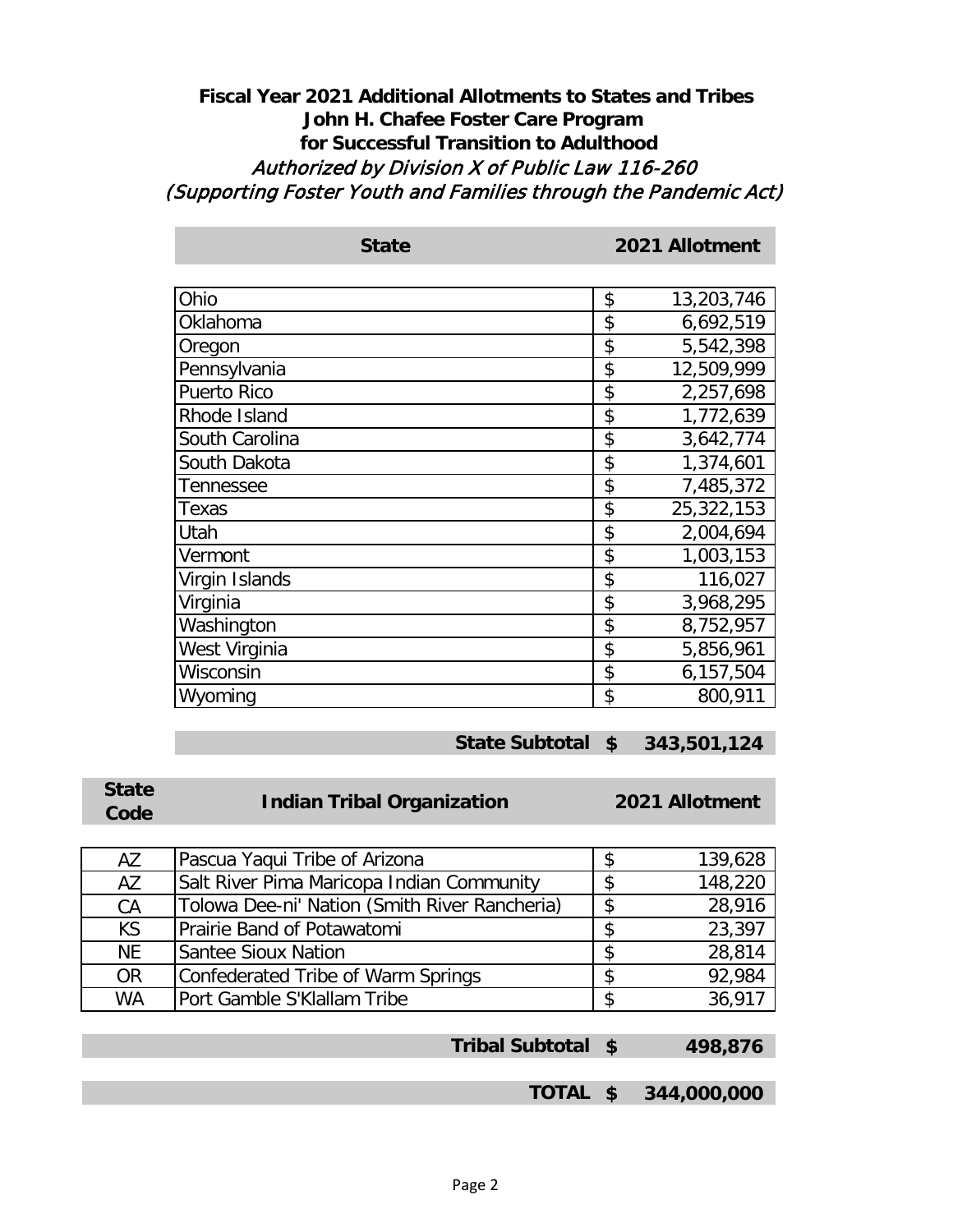**Fiscal Year 2021 Additional Allotments to States and Tribes**
**John H. Chafee Foster Care Program**
**for Successful Transition to Adulthood**
*Authorized by Division X of Public Law 116-260*
*(Supporting Foster Youth and Families through the Pandemic Act)*

| State | 2021 Allotment |
|---|---|
| Ohio | $ 13,203,746 |
| Oklahoma | $ 6,692,519 |
| Oregon | $ 5,542,398 |
| Pennsylvania | $ 12,509,999 |
| Puerto Rico | $ 2,257,698 |
| Rhode Island | $ 1,772,639 |
| South Carolina | $ 3,642,774 |
| South Dakota | $ 1,374,601 |
| Tennessee | $ 7,485,372 |
| Texas | $ 25,322,153 |
| Utah | $ 2,004,694 |
| Vermont | $ 1,003,153 |
| Virgin Islands | $ 116,027 |
| Virginia | $ 3,968,295 |
| Washington | $ 8,752,957 |
| West Virginia | $ 5,856,961 |
| Wisconsin | $ 6,157,504 |
| Wyoming | $ 800,911 |
| **State Subtotal** | **$ 343,501,124** |

| State Code | Indian Tribal Organization | 2021 Allotment |
|---|---|---|
| AZ | Pascua Yaqui Tribe of Arizona | $ 139,628 |
| AZ | Salt River Pima Maricopa Indian Community | $ 148,220 |
| CA | Tolowa Dee-ni' Nation (Smith River Rancheria) | $ 28,916 |
| KS | Prairie Band of Potawatomi | $ 23,397 |
| NE | Santee Sioux Nation | $ 28,814 |
| OR | Confederated Tribe of Warm Springs | $ 92,984 |
| WA | Port Gamble S'Klallam Tribe | $ 36,917 |
| | **Tribal Subtotal** | **$ 498,876** |
| | **TOTAL** | **$ 344,000,000** |